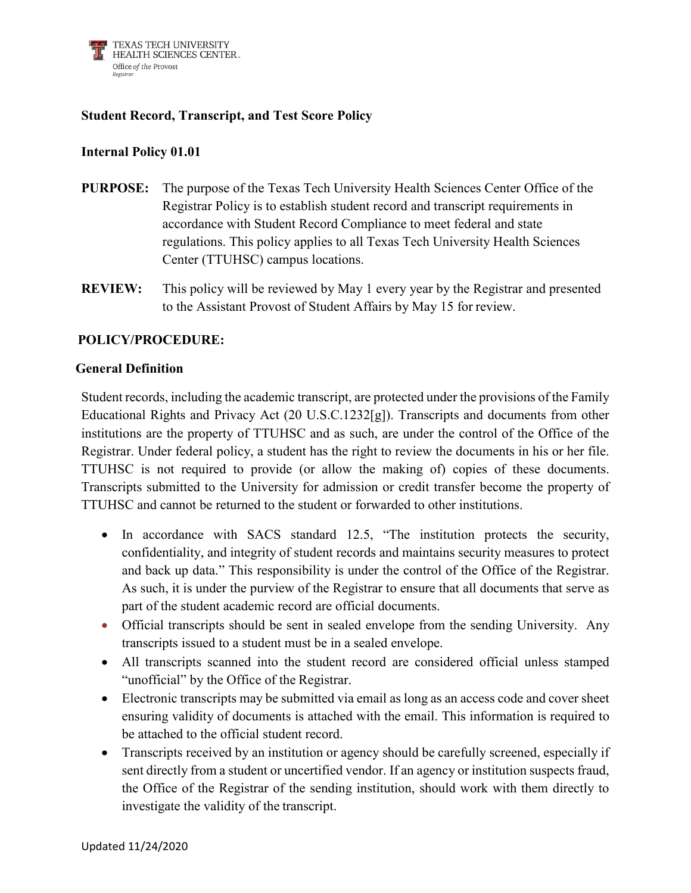TEXAS TECH UNIVERSITY HEALTH SCIENCES CENTER
Office of the Provost
Registrar

# Student Record, Transcript, and Test Score Policy

## Internal Policy 01.01

**PURPOSE:** The purpose of the Texas Tech University Health Sciences Center Office of the Registrar Policy is to establish student record and transcript requirements in accordance with Student Record Compliance to meet federal and state regulations. This policy applies to all Texas Tech University Health Sciences Center (TTUHSC) campus locations.

**REVIEW:** This policy will be reviewed by May 1 every year by the Registrar and presented to the Assistant Provost of Student Affairs by May 15 for review.

## POLICY/PROCEDURE:

### General Definition

Student records, including the academic transcript, are protected under the provisions of the Family Educational Rights and Privacy Act (20 U.S.C.1232[g]). Transcripts and documents from other institutions are the property of TTUHSC and as such, are under the control of the Office of the Registrar. Under federal policy, a student has the right to review the documents in his or her file. TTUHSC is not required to provide (or allow the making of) copies of these documents. Transcripts submitted to the University for admission or credit transfer become the property of TTUHSC and cannot be returned to the student or forwarded to other institutions.

- In accordance with SACS standard 12.5, "The institution protects the security, confidentiality, and integrity of student records and maintains security measures to protect and back up data." This responsibility is under the control of the Office of the Registrar. As such, it is under the purview of the Registrar to ensure that all documents that serve as part of the student academic record are official documents.
- Official transcripts should be sent in sealed envelope from the sending University. Any transcripts issued to a student must be in a sealed envelope.
- All transcripts scanned into the student record are considered official unless stamped "unofficial" by the Office of the Registrar.
- Electronic transcripts may be submitted via email as long as an access code and cover sheet ensuring validity of documents is attached with the email. This information is required to be attached to the official student record.
- Transcripts received by an institution or agency should be carefully screened, especially if sent directly from a student or uncertified vendor. If an agency or institution suspects fraud, the Office of the Registrar of the sending institution, should work with them directly to investigate the validity of the transcript.

Updated 11/24/2020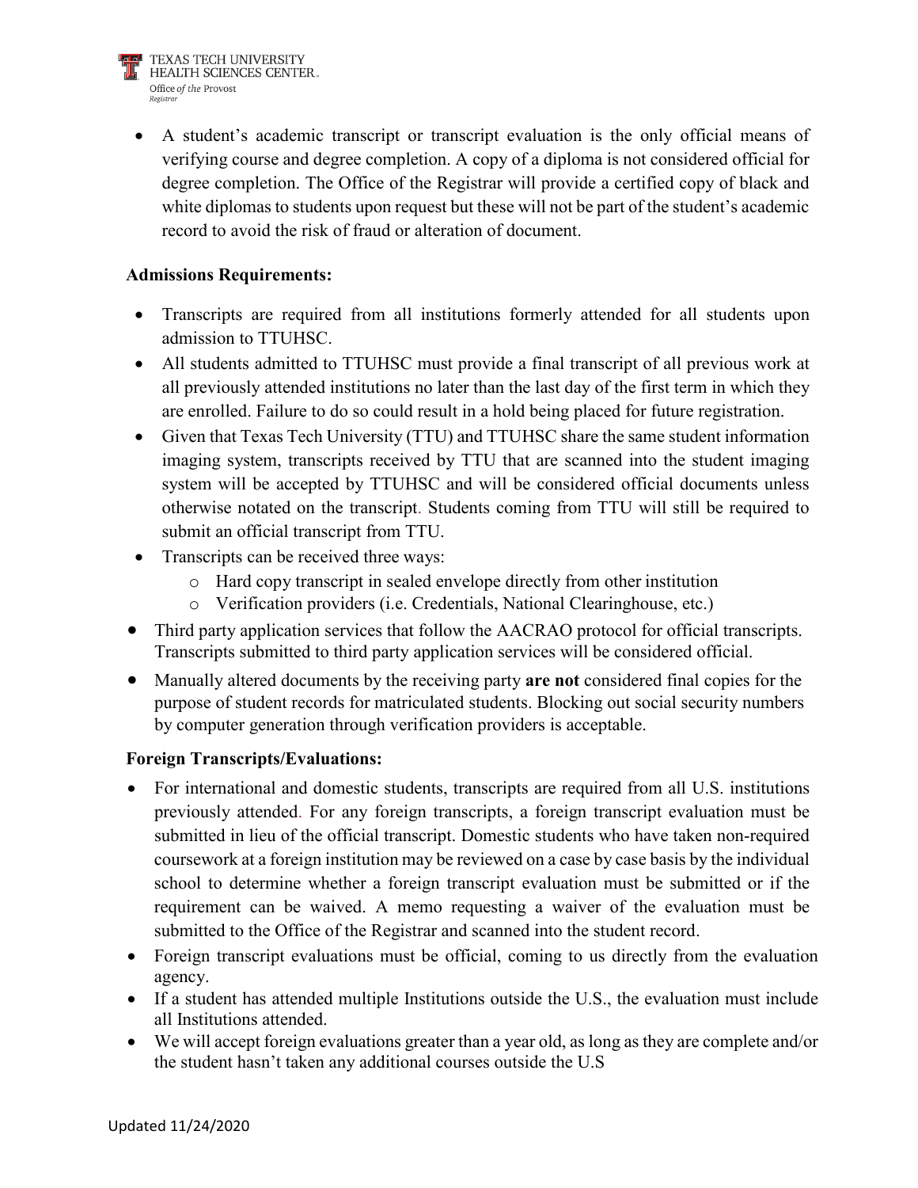- A student's academic transcript or transcript evaluation is the only official means of verifying course and degree completion. A copy of a diploma is not considered official for degree completion. The Office of the Registrar will provide a certified copy of black and white diplomas to students upon request but these will not be part of the student's academic record to avoid the risk of fraud or alteration of document.

**Admissions Requirements:**

- Transcripts are required from all institutions formerly attended for all students upon admission to TTUHSC.
- All students admitted to TTUHSC must provide a final transcript of all previous work at all previously attended institutions no later than the last day of the first term in which they are enrolled. Failure to do so could result in a hold being placed for future registration.
- Given that Texas Tech University (TTU) and TTUHSC share the same student information imaging system, transcripts received by TTU that are scanned into the student imaging system will be accepted by TTUHSC and will be considered official documents unless otherwise notated on the transcript. Students coming from TTU will still be required to submit an official transcript from TTU.
- Transcripts can be received three ways:
    - Hard copy transcript in sealed envelope directly from other institution
    - Verification providers (i.e. Credentials, National Clearinghouse, etc.)
- Third party application services that follow the AACRAO protocol for official transcripts. Transcripts submitted to third party application services will be considered official.
- Manually altered documents by the receiving party **are not** considered final copies for the purpose of student records for matriculated students. Blocking out social security numbers by computer generation through verification providers is acceptable.

**Foreign Transcripts/Evaluations:**

- For international and domestic students, transcripts are required from all U.S. institutions previously attended. For any foreign transcripts, a foreign transcript evaluation must be submitted in lieu of the official transcript. Domestic students who have taken non-required coursework at a foreign institution may be reviewed on a case by case basis by the individual school to determine whether a foreign transcript evaluation must be submitted or if the requirement can be waived. A memo requesting a waiver of the evaluation must be submitted to the Office of the Registrar and scanned into the student record.
- Foreign transcript evaluations must be official, coming to us directly from the evaluation agency.
- If a student has attended multiple Institutions outside the U.S., the evaluation must include all Institutions attended.
- We will accept foreign evaluations greater than a year old, as long as they are complete and/or the student hasn't taken any additional courses outside the U.S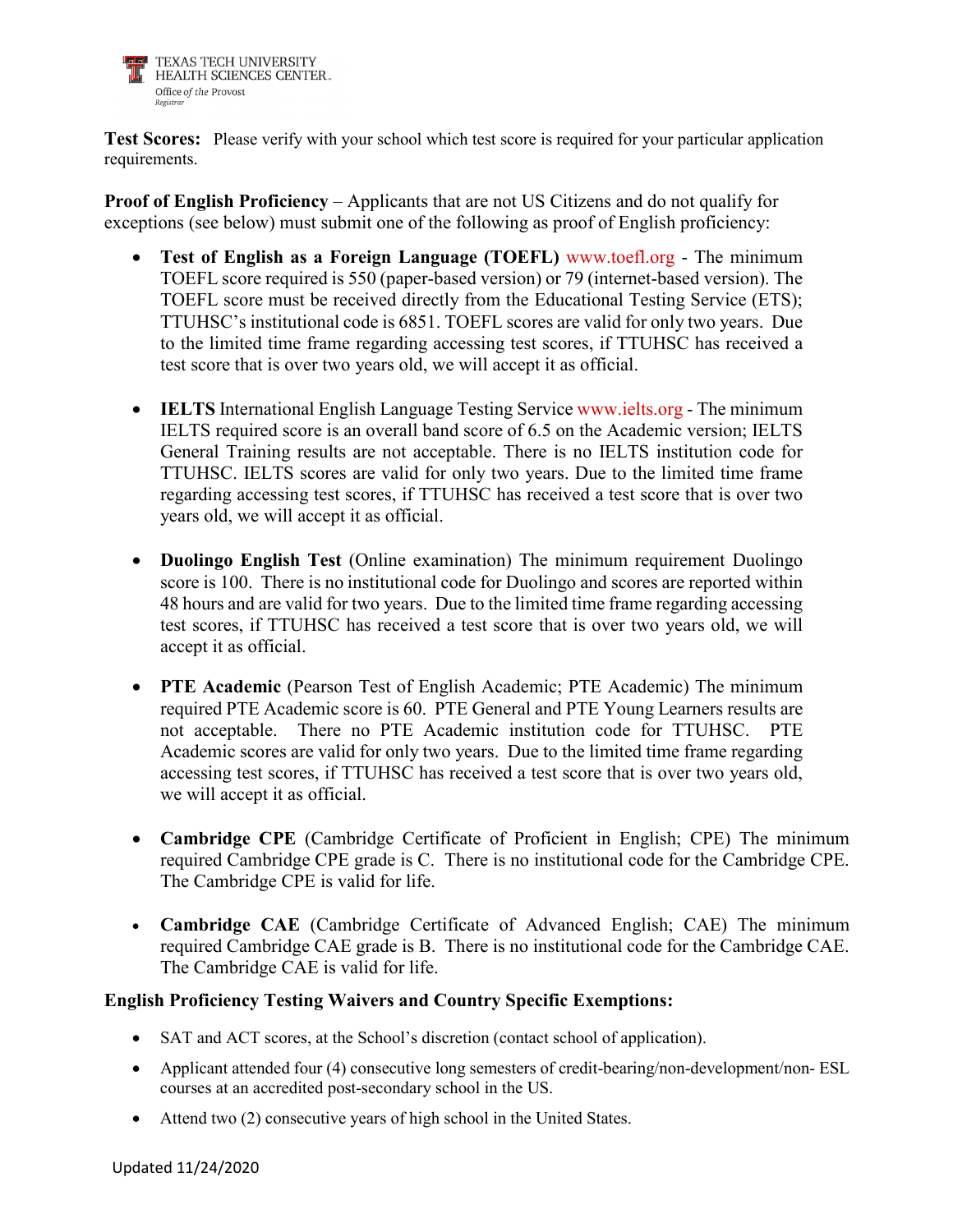**Test Scores:** Please verify with your school which test score is required for your particular application requirements.

**Proof of English Proficiency** – Applicants that are not US Citizens and do not qualify for exceptions (see below) must submit one of the following as proof of English proficiency:

- **Test of English as a Foreign Language (TOEFL)** www.toefl.org - The minimum TOEFL score required is 550 (paper-based version) or 79 (internet-based version). The TOEFL score must be received directly from the Educational Testing Service (ETS); TTUHSC's institutional code is 6851. TOEFL scores are valid for only two years. Due to the limited time frame regarding accessing test scores, if TTUHSC has received a test score that is over two years old, we will accept it as official.

- **IELTS** International English Language Testing Service www.ielts.org - The minimum IELTS required score is an overall band score of 6.5 on the Academic version; IELTS General Training results are not acceptable. There is no IELTS institution code for TTUHSC. IELTS scores are valid for only two years. Due to the limited time frame regarding accessing test scores, if TTUHSC has received a test score that is over two years old, we will accept it as official.

- **Duolingo English Test** (Online examination) The minimum requirement Duolingo score is 100. There is no institutional code for Duolingo and scores are reported within 48 hours and are valid for two years. Due to the limited time frame regarding accessing test scores, if TTUHSC has received a test score that is over two years old, we will accept it as official.

- **PTE Academic** (Pearson Test of English Academic; PTE Academic) The minimum required PTE Academic score is 60. PTE General and PTE Young Learners results are not acceptable. There no PTE Academic institution code for TTUHSC. PTE Academic scores are valid for only two years. Due to the limited time frame regarding accessing test scores, if TTUHSC has received a test score that is over two years old, we will accept it as official.

- **Cambridge CPE** (Cambridge Certificate of Proficient in English; CPE) The minimum required Cambridge CPE grade is C. There is no institutional code for the Cambridge CPE. The Cambridge CPE is valid for life.

- **Cambridge CAE** (Cambridge Certificate of Advanced English; CAE) The minimum required Cambridge CAE grade is B. There is no institutional code for the Cambridge CAE. The Cambridge CAE is valid for life.

**English Proficiency Testing Waivers and Country Specific Exemptions:**

- SAT and ACT scores, at the School's discretion (contact school of application).
- Applicant attended four (4) consecutive long semesters of credit-bearing/non-development/non- ESL courses at an accredited post-secondary school in the US.
- Attend two (2) consecutive years of high school in the United States.

Updated 11/24/2020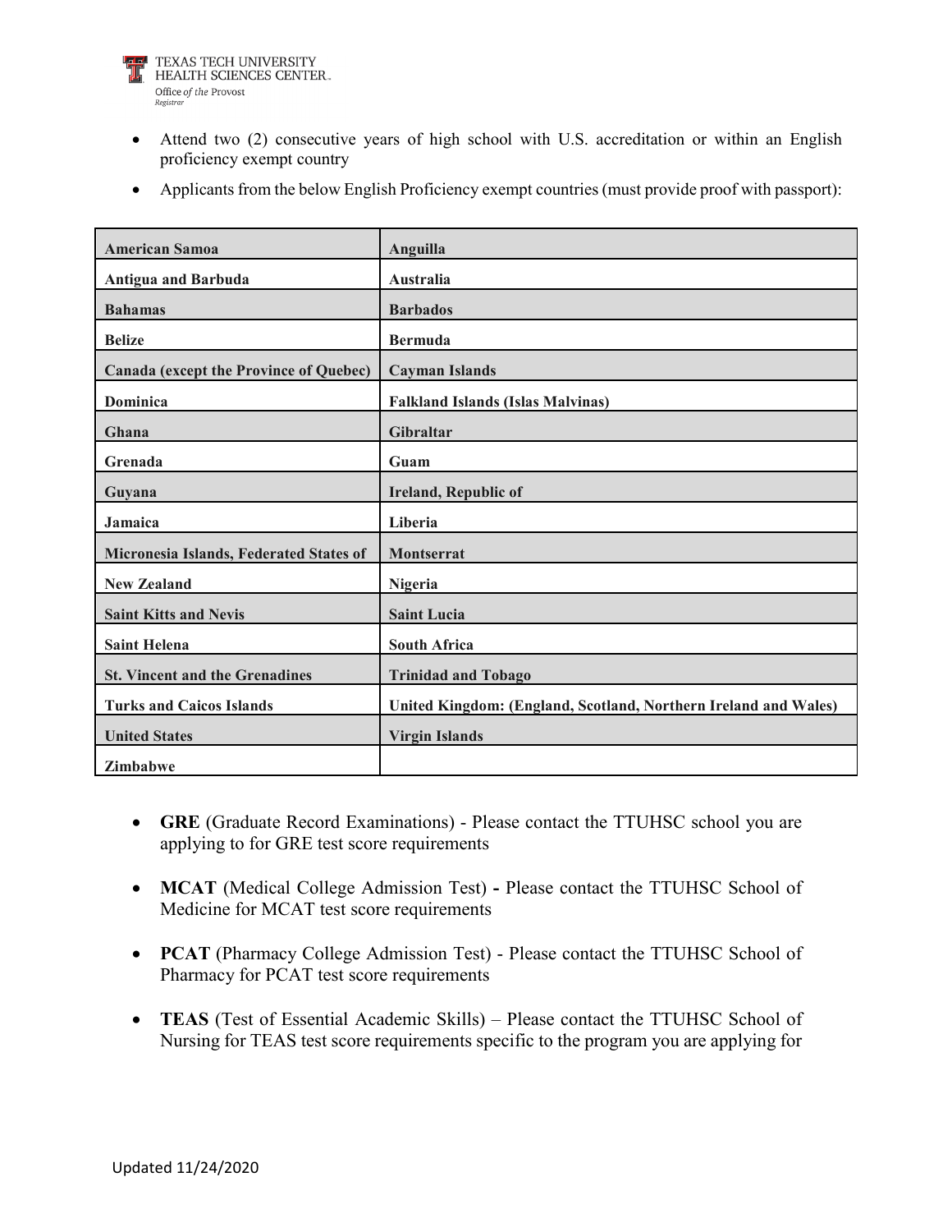- Attend two (2) consecutive years of high school with U.S. accreditation or within an English proficiency exempt country
- Applicants from the below English Proficiency exempt countries (must provide proof with passport):

| | |
|---|---|
| **American Samoa** | **Anguilla** |
| **Antigua and Barbuda** | **Australia** |
| **Bahamas** | **Barbados** |
| **Belize** | **Bermuda** |
| **Canada (except the Province of Quebec)** | **Cayman Islands** |
| **Dominica** | **Falkland Islands (Islas Malvinas)** |
| **Ghana** | **Gibraltar** |
| **Grenada** | **Guam** |
| **Guyana** | **Ireland, Republic of** |
| **Jamaica** | **Liberia** |
| **Micronesia Islands, Federated States of** | **Montserrat** |
| **New Zealand** | **Nigeria** |
| **Saint Kitts and Nevis** | **Saint Lucia** |
| **Saint Helena** | **South Africa** |
| **St. Vincent and the Grenadines** | **Trinidad and Tobago** |
| **Turks and Caicos Islands** | **United Kingdom: (England, Scotland, Northern Ireland and Wales)** |
| **United States** | **Virgin Islands** |
| **Zimbabwe** | |

- **GRE** (Graduate Record Examinations) - Please contact the TTUHSC school you are applying to for GRE test score requirements
- **MCAT** (Medical College Admission Test) **-** Please contact the TTUHSC School of Medicine for MCAT test score requirements
- **PCAT** (Pharmacy College Admission Test) - Please contact the TTUHSC School of Pharmacy for PCAT test score requirements
- **TEAS** (Test of Essential Academic Skills) – Please contact the TTUHSC School of Nursing for TEAS test score requirements specific to the program you are applying for

Updated 11/24/2020